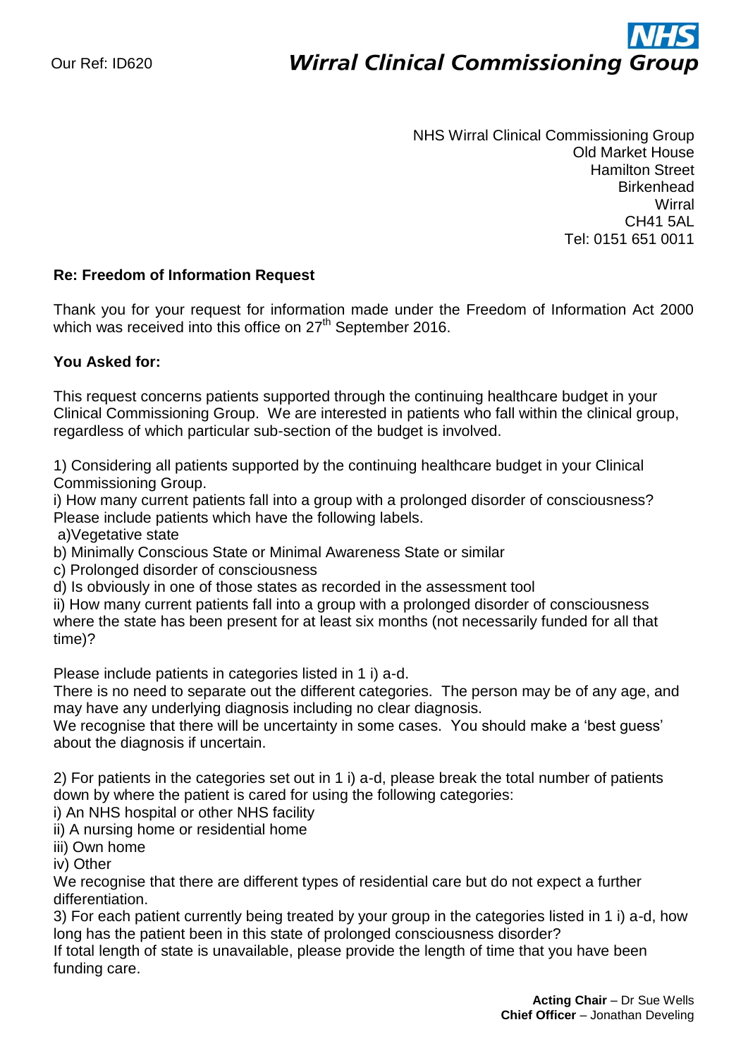Our Ref: ID620

**NHS Wirral Clinical Commissioning Group**

NHS Wirral Clinical Commissioning Group
Old Market House
Hamilton Street
Birkenhead
Wirral
CH41 5AL
Tel: 0151 651 0011

**Re: Freedom of Information Request**

Thank you for your request for information made under the Freedom of Information Act 2000 which was received into this office on 27th September 2016.

**You Asked for:**

This request concerns patients supported through the continuing healthcare budget in your Clinical Commissioning Group. We are interested in patients who fall within the clinical group, regardless of which particular sub-section of the budget is involved.

1) Considering all patients supported by the continuing healthcare budget in your Clinical Commissioning Group.
i) How many current patients fall into a group with a prolonged disorder of consciousness? Please include patients which have the following labels.
a)Vegetative state
b) Minimally Conscious State or Minimal Awareness State or similar
c) Prolonged disorder of consciousness
d) Is obviously in one of those states as recorded in the assessment tool
ii) How many current patients fall into a group with a prolonged disorder of consciousness where the state has been present for at least six months (not necessarily funded for all that time)?

Please include patients in categories listed in 1 i) a-d.
There is no need to separate out the different categories. The person may be of any age, and may have any underlying diagnosis including no clear diagnosis.
We recognise that there will be uncertainty in some cases. You should make a 'best guess' about the diagnosis if uncertain.

2) For patients in the categories set out in 1 i) a-d, please break the total number of patients down by where the patient is cared for using the following categories:
i) An NHS hospital or other NHS facility
ii) A nursing home or residential home
iii) Own home
iv) Other
We recognise that there are different types of residential care but do not expect a further differentiation.
3) For each patient currently being treated by your group in the categories listed in 1 i) a-d, how long has the patient been in this state of prolonged consciousness disorder?
If total length of state is unavailable, please provide the length of time that you have been funding care.

**Acting Chair** – Dr Sue Wells
**Chief Officer** – Jonathan Develing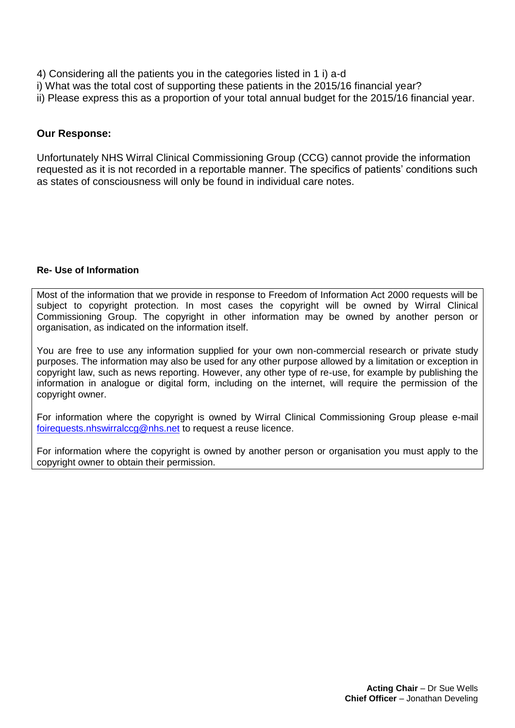4) Considering all the patients you in the categories listed in 1 i) a-d

i) What was the total cost of supporting these patients in the 2015/16 financial year?

ii) Please express this as a proportion of your total annual budget for the 2015/16 financial year.

**Our Response:**

Unfortunately NHS Wirral Clinical Commissioning Group (CCG) cannot provide the information requested as it is not recorded in a reportable manner. The specifics of patients' conditions such as states of consciousness will only be found in individual care notes.

**Re- Use of Information**

Most of the information that we provide in response to Freedom of Information Act 2000 requests will be subject to copyright protection. In most cases the copyright will be owned by Wirral Clinical Commissioning Group. The copyright in other information may be owned by another person or organisation, as indicated on the information itself.

You are free to use any information supplied for your own non-commercial research or private study purposes. The information may also be used for any other purpose allowed by a limitation or exception in copyright law, such as news reporting. However, any other type of re-use, for example by publishing the information in analogue or digital form, including on the internet, will require the permission of the copyright owner.

For information where the copyright is owned by Wirral Clinical Commissioning Group please e-mail foirequests.nhswirralccg@nhs.net to request a reuse licence.

For information where the copyright is owned by another person or organisation you must apply to the copyright owner to obtain their permission.

**Acting Chair** – Dr Sue Wells
**Chief Officer** – Jonathan Develing